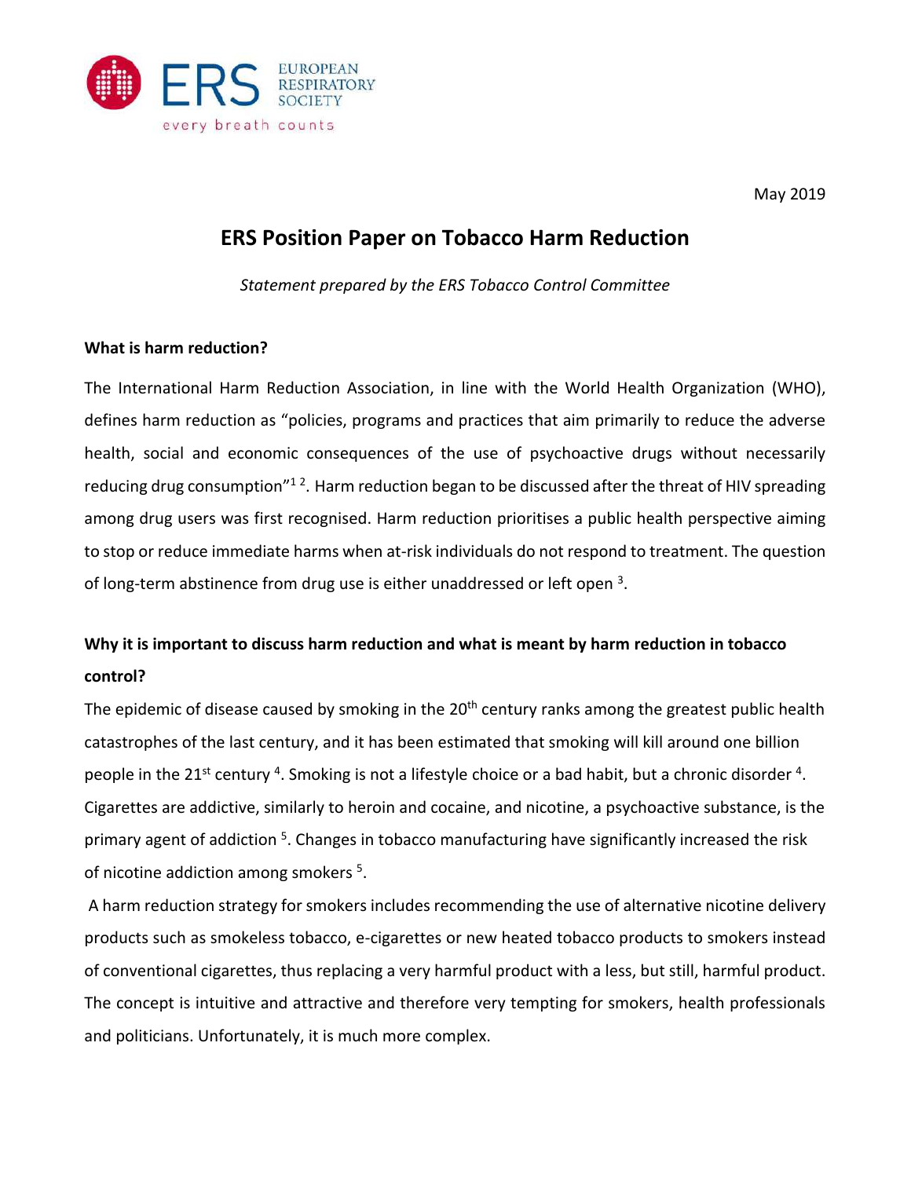May 2019

# ERS Position Paper on Tobacco Harm Reduction

*Statement prepared by the ERS Tobacco Control Committee*

**What is harm reduction?**

The International Harm Reduction Association, in line with the World Health Organization (WHO), defines harm reduction as "policies, programs and practices that aim primarily to reduce the adverse health, social and economic consequences of the use of psychoactive drugs without necessarily reducing drug consumption"[1 2]. Harm reduction began to be discussed after the threat of HIV spreading among drug users was first recognised. Harm reduction prioritises a public health perspective aiming to stop or reduce immediate harms when at-risk individuals do not respond to treatment. The question of long-term abstinence from drug use is either unaddressed or left open [3].

**Why it is important to discuss harm reduction and what is meant by harm reduction in tobacco control?**

The epidemic of disease caused by smoking in the 20th century ranks among the greatest public health catastrophes of the last century, and it has been estimated that smoking will kill around one billion people in the 21st century [4]. Smoking is not a lifestyle choice or a bad habit, but a chronic disorder [4]. Cigarettes are addictive, similarly to heroin and cocaine, and nicotine, a psychoactive substance, is the primary agent of addiction [5]. Changes in tobacco manufacturing have significantly increased the risk of nicotine addiction among smokers [5].

A harm reduction strategy for smokers includes recommending the use of alternative nicotine delivery products such as smokeless tobacco, e-cigarettes or new heated tobacco products to smokers instead of conventional cigarettes, thus replacing a very harmful product with a less, but still, harmful product. The concept is intuitive and attractive and therefore very tempting for smokers, health professionals and politicians. Unfortunately, it is much more complex.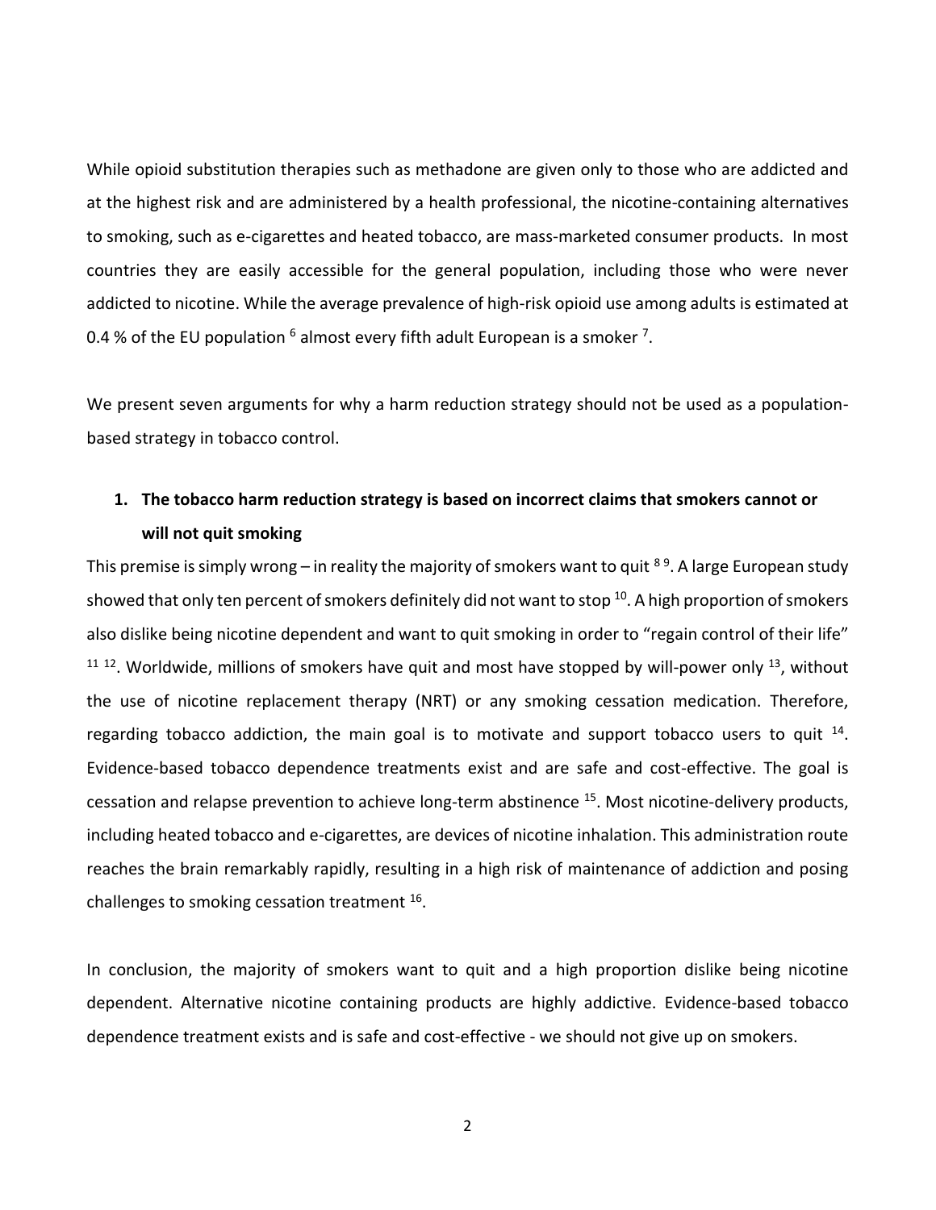While opioid substitution therapies such as methadone are given only to those who are addicted and at the highest risk and are administered by a health professional, the nicotine-containing alternatives to smoking, such as e-cigarettes and heated tobacco, are mass-marketed consumer products. In most countries they are easily accessible for the general population, including those who were never addicted to nicotine. While the average prevalence of high-risk opioid use among adults is estimated at 0.4 % of the EU population [6] almost every fifth adult European is a smoker [7].

We present seven arguments for why a harm reduction strategy should not be used as a population-based strategy in tobacco control.

1. **The tobacco harm reduction strategy is based on incorrect claims that smokers cannot or will not quit smoking**

This premise is simply wrong – in reality the majority of smokers want to quit [8 9]. A large European study showed that only ten percent of smokers definitely did not want to stop [10]. A high proportion of smokers also dislike being nicotine dependent and want to quit smoking in order to "regain control of their life" [11 12]. Worldwide, millions of smokers have quit and most have stopped by will-power only [13], without the use of nicotine replacement therapy (NRT) or any smoking cessation medication. Therefore, regarding tobacco addiction, the main goal is to motivate and support tobacco users to quit [14]. Evidence-based tobacco dependence treatments exist and are safe and cost-effective. The goal is cessation and relapse prevention to achieve long-term abstinence [15]. Most nicotine-delivery products, including heated tobacco and e-cigarettes, are devices of nicotine inhalation. This administration route reaches the brain remarkably rapidly, resulting in a high risk of maintenance of addiction and posing challenges to smoking cessation treatment [16].

In conclusion, the majority of smokers want to quit and a high proportion dislike being nicotine dependent. Alternative nicotine containing products are highly addictive. Evidence-based tobacco dependence treatment exists and is safe and cost-effective - we should not give up on smokers.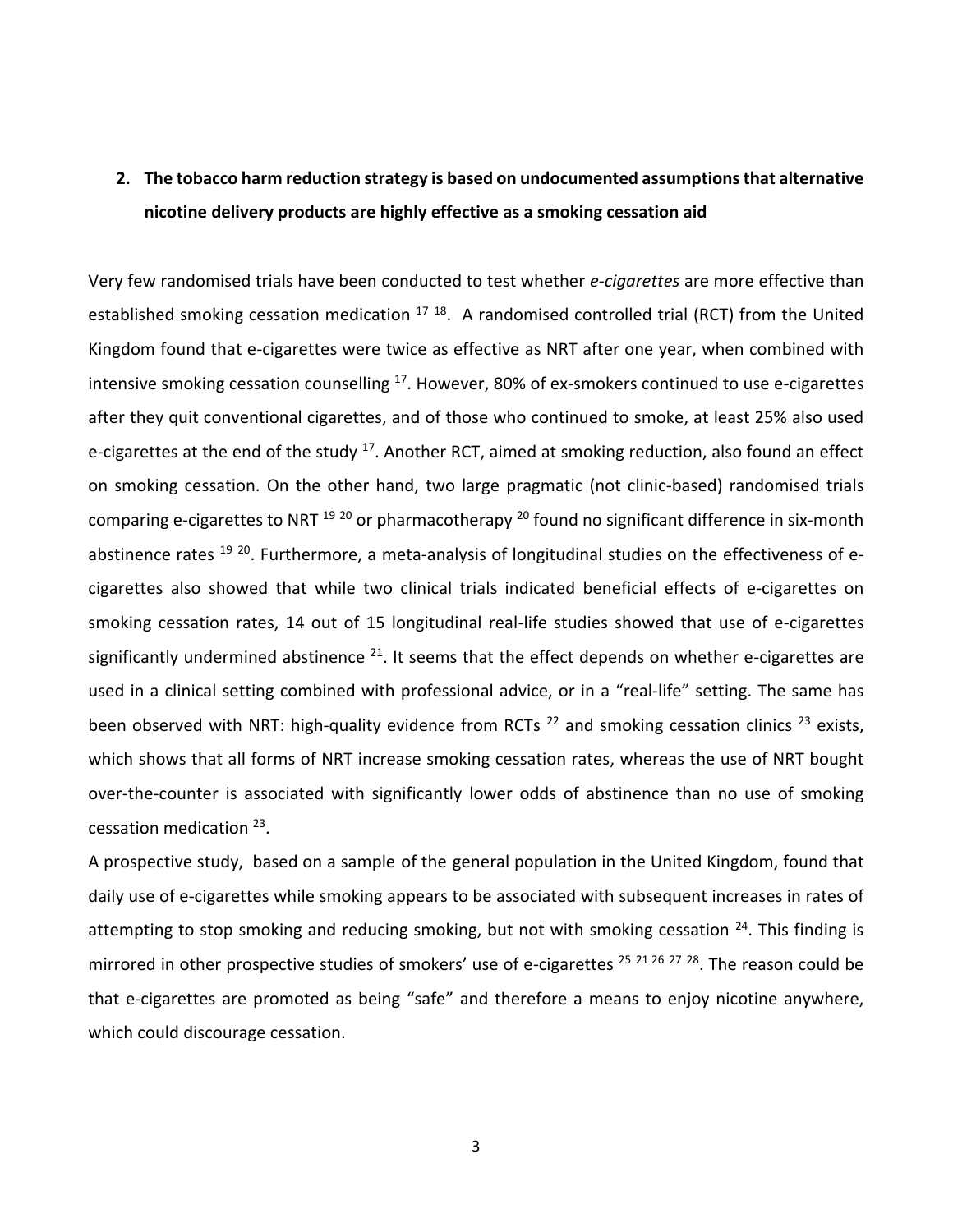## 2. The tobacco harm reduction strategy is based on undocumented assumptions that alternative nicotine delivery products are highly effective as a smoking cessation aid

Very few randomised trials have been conducted to test whether *e-cigarettes* are more effective than established smoking cessation medication [17 18]. A randomised controlled trial (RCT) from the United Kingdom found that e-cigarettes were twice as effective as NRT after one year, when combined with intensive smoking cessation counselling [17]. However, 80% of ex-smokers continued to use e-cigarettes after they quit conventional cigarettes, and of those who continued to smoke, at least 25% also used e-cigarettes at the end of the study [17]. Another RCT, aimed at smoking reduction, also found an effect on smoking cessation. On the other hand, two large pragmatic (not clinic-based) randomised trials comparing e-cigarettes to NRT [19 20] or pharmacotherapy [20] found no significant difference in six-month abstinence rates [19 20]. Furthermore, a meta-analysis of longitudinal studies on the effectiveness of e-cigarettes also showed that while two clinical trials indicated beneficial effects of e-cigarettes on smoking cessation rates, 14 out of 15 longitudinal real-life studies showed that use of e-cigarettes significantly undermined abstinence [21]. It seems that the effect depends on whether e-cigarettes are used in a clinical setting combined with professional advice, or in a "real-life" setting. The same has been observed with NRT: high-quality evidence from RCTs [22] and smoking cessation clinics [23] exists, which shows that all forms of NRT increase smoking cessation rates, whereas the use of NRT bought over-the-counter is associated with significantly lower odds of abstinence than no use of smoking cessation medication [23].

A prospective study, based on a sample of the general population in the United Kingdom, found that daily use of e-cigarettes while smoking appears to be associated with subsequent increases in rates of attempting to stop smoking and reducing smoking, but not with smoking cessation [24]. This finding is mirrored in other prospective studies of smokers' use of e-cigarettes [25 21 26 27 28]. The reason could be that e-cigarettes are promoted as being "safe" and therefore a means to enjoy nicotine anywhere, which could discourage cessation.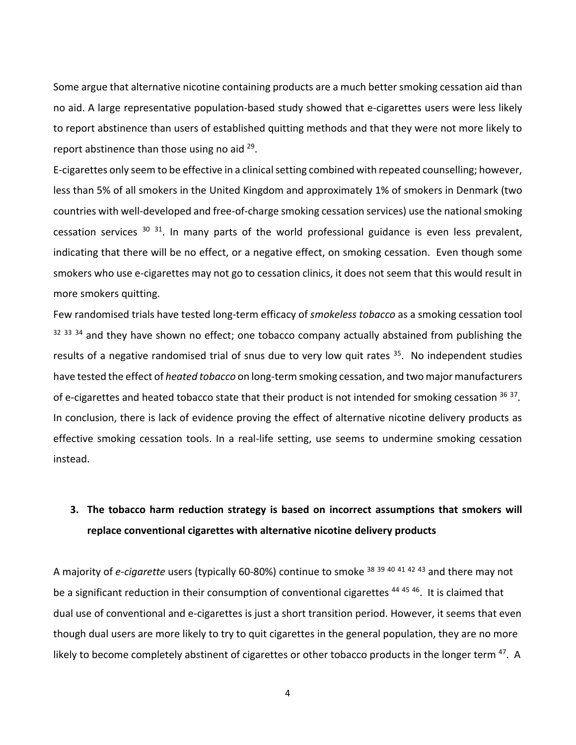Some argue that alternative nicotine containing products are a much better smoking cessation aid than no aid. A large representative population-based study showed that e-cigarettes users were less likely to report abstinence than users of established quitting methods and that they were not more likely to report abstinence than those using no aid [29].

E-cigarettes only seem to be effective in a clinical setting combined with repeated counselling; however, less than 5% of all smokers in the United Kingdom and approximately 1% of smokers in Denmark (two countries with well-developed and free-of-charge smoking cessation services) use the national smoking cessation services [30, 31]. In many parts of the world professional guidance is even less prevalent, indicating that there will be no effect, or a negative effect, on smoking cessation. Even though some smokers who use e-cigarettes may not go to cessation clinics, it does not seem that this would result in more smokers quitting.

Few randomised trials have tested long-term efficacy of *smokeless tobacco* as a smoking cessation tool [32, 33, 34] and they have shown no effect; one tobacco company actually abstained from publishing the results of a negative randomised trial of snus due to very low quit rates [35]. No independent studies have tested the effect of *heated tobacco* on long-term smoking cessation, and two major manufacturers of e-cigarettes and heated tobacco state that their product is not intended for smoking cessation [36, 37]. In conclusion, there is lack of evidence proving the effect of alternative nicotine delivery products as effective smoking cessation tools. In a real-life setting, use seems to undermine smoking cessation instead.

## 3. The tobacco harm reduction strategy is based on incorrect assumptions that smokers will replace conventional cigarettes with alternative nicotine delivery products

A majority of *e-cigarette* users (typically 60-80%) continue to smoke [38, 39, 40, 41, 42, 43] and there may not be a significant reduction in their consumption of conventional cigarettes [44, 45, 46]. It is claimed that dual use of conventional and e-cigarettes is just a short transition period. However, it seems that even though dual users are more likely to try to quit cigarettes in the general population, they are no more likely to become completely abstinent of cigarettes or other tobacco products in the longer term [47]. A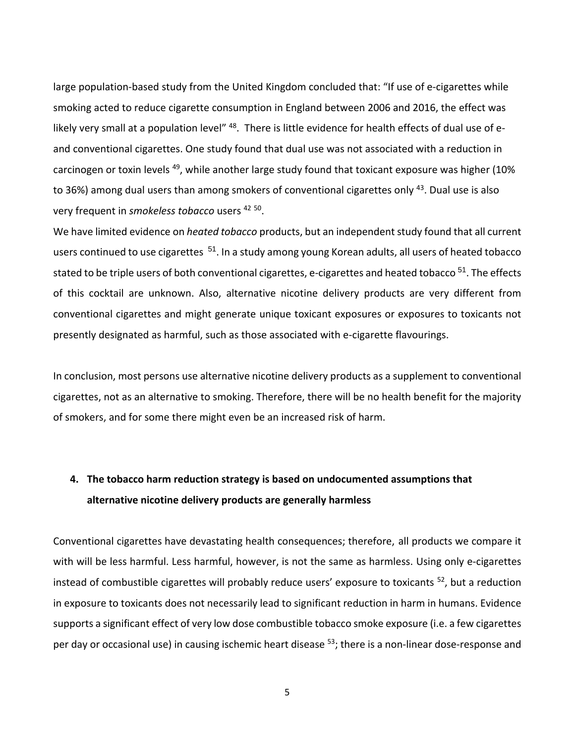large population-based study from the United Kingdom concluded that: "If use of e-cigarettes while smoking acted to reduce cigarette consumption in England between 2006 and 2016, the effect was likely very small at a population level" [48]. There is little evidence for health effects of dual use of e- and conventional cigarettes. One study found that dual use was not associated with a reduction in carcinogen or toxin levels [49], while another large study found that toxicant exposure was higher (10% to 36%) among dual users than among smokers of conventional cigarettes only [43]. Dual use is also very frequent in *smokeless tobacco* users [42 50].

We have limited evidence on *heated tobacco* products, but an independent study found that all current users continued to use cigarettes [51]. In a study among young Korean adults, all users of heated tobacco stated to be triple users of both conventional cigarettes, e-cigarettes and heated tobacco [51]. The effects of this cocktail are unknown. Also, alternative nicotine delivery products are very different from conventional cigarettes and might generate unique toxicant exposures or exposures to toxicants not presently designated as harmful, such as those associated with e-cigarette flavourings.

In conclusion, most persons use alternative nicotine delivery products as a supplement to conventional cigarettes, not as an alternative to smoking. Therefore, there will be no health benefit for the majority of smokers, and for some there might even be an increased risk of harm.

## 4. The tobacco harm reduction strategy is based on undocumented assumptions that alternative nicotine delivery products are generally harmless

Conventional cigarettes have devastating health consequences; therefore, all products we compare it with will be less harmful. Less harmful, however, is not the same as harmless. Using only e-cigarettes instead of combustible cigarettes will probably reduce users' exposure to toxicants [52], but a reduction in exposure to toxicants does not necessarily lead to significant reduction in harm in humans. Evidence supports a significant effect of very low dose combustible tobacco smoke exposure (i.e. a few cigarettes per day or occasional use) in causing ischemic heart disease [53]; there is a non-linear dose-response and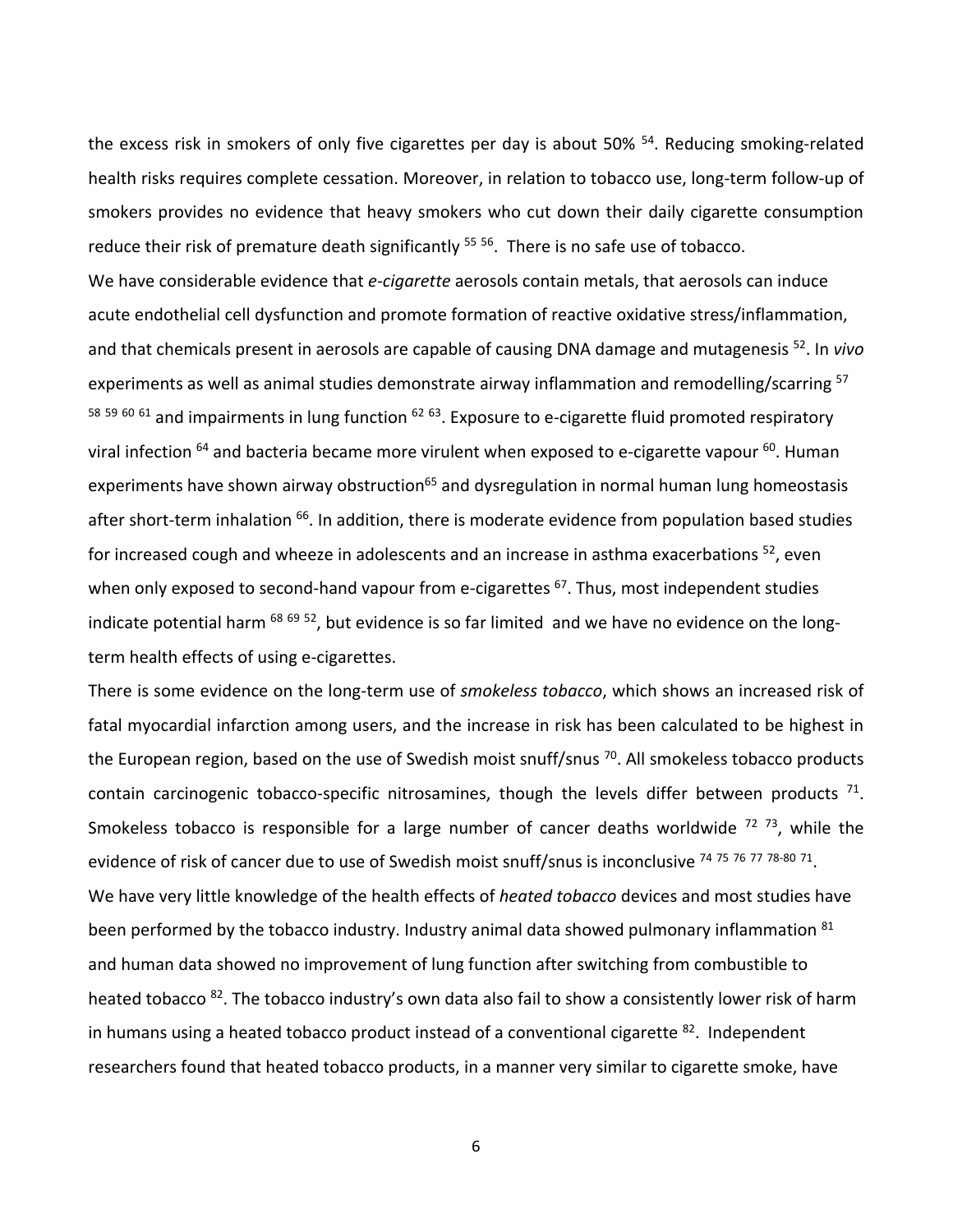the excess risk in smokers of only five cigarettes per day is about 50% [54]. Reducing smoking-related health risks requires complete cessation. Moreover, in relation to tobacco use, long-term follow-up of smokers provides no evidence that heavy smokers who cut down their daily cigarette consumption reduce their risk of premature death significantly [55 56]. There is no safe use of tobacco.

We have considerable evidence that *e-cigarette* aerosols contain metals, that aerosols can induce acute endothelial cell dysfunction and promote formation of reactive oxidative stress/inflammation, and that chemicals present in aerosols are capable of causing DNA damage and mutagenesis [52]. In *vivo* experiments as well as animal studies demonstrate airway inflammation and remodelling/scarring [57 58 59 60 61] and impairments in lung function [62 63]. Exposure to e-cigarette fluid promoted respiratory viral infection [64] and bacteria became more virulent when exposed to e-cigarette vapour [60]. Human experiments have shown airway obstruction[65] and dysregulation in normal human lung homeostasis after short-term inhalation [66]. In addition, there is moderate evidence from population based studies for increased cough and wheeze in adolescents and an increase in asthma exacerbations [52], even when only exposed to second-hand vapour from e-cigarettes [67]. Thus, most independent studies indicate potential harm [68 69 52], but evidence is so far limited and we have no evidence on the long-term health effects of using e-cigarettes.

There is some evidence on the long-term use of *smokeless tobacco*, which shows an increased risk of fatal myocardial infarction among users, and the increase in risk has been calculated to be highest in the European region, based on the use of Swedish moist snuff/snus [70]. All smokeless tobacco products contain carcinogenic tobacco-specific nitrosamines, though the levels differ between products [71]. Smokeless tobacco is responsible for a large number of cancer deaths worldwide [72 73], while the evidence of risk of cancer due to use of Swedish moist snuff/snus is inconclusive [74 75 76 77 78-80 71].

We have very little knowledge of the health effects of *heated tobacco* devices and most studies have been performed by the tobacco industry. Industry animal data showed pulmonary inflammation [81] and human data showed no improvement of lung function after switching from combustible to heated tobacco [82]. The tobacco industry's own data also fail to show a consistently lower risk of harm in humans using a heated tobacco product instead of a conventional cigarette [82]. Independent researchers found that heated tobacco products, in a manner very similar to cigarette smoke, have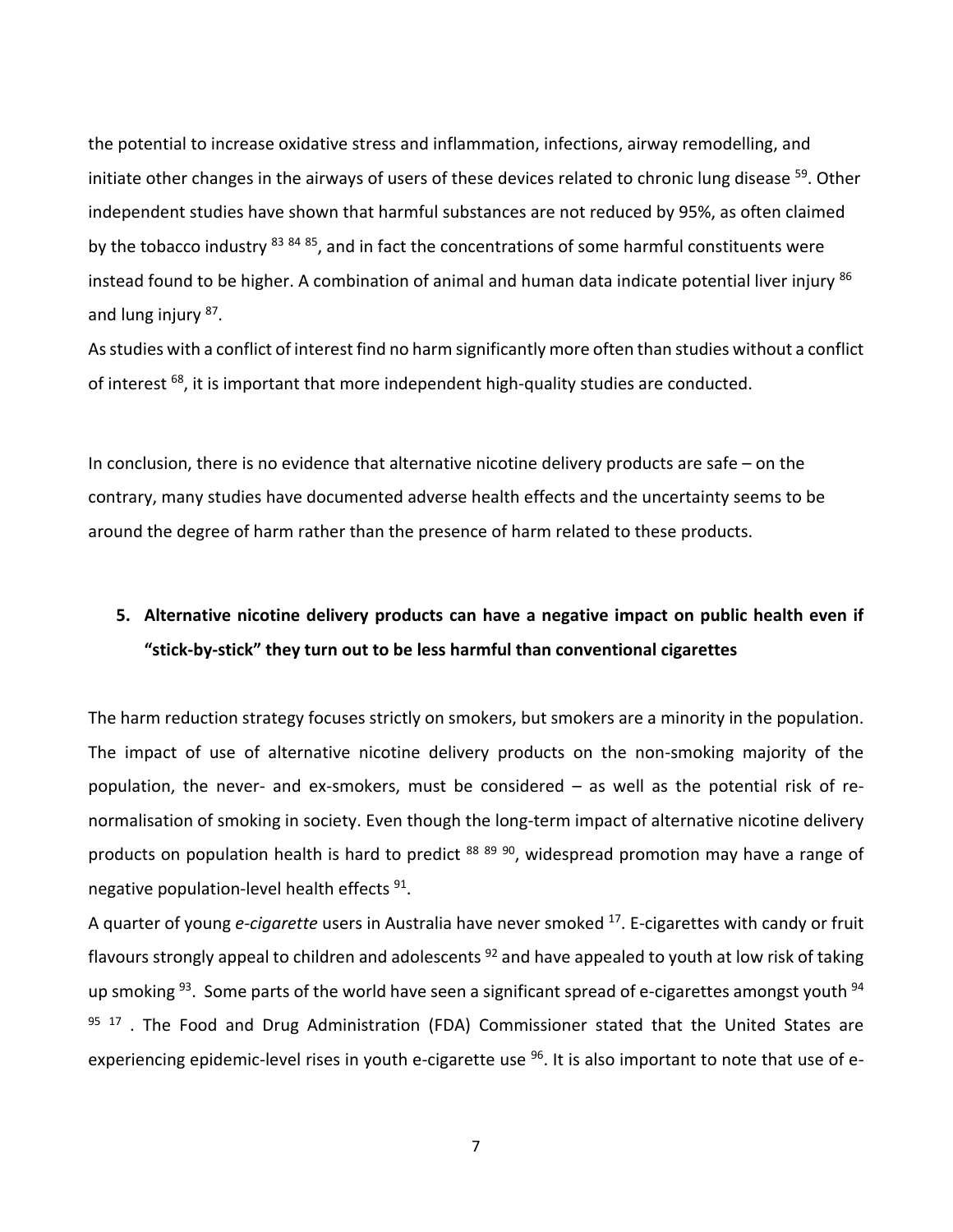the potential to increase oxidative stress and inflammation, infections, airway remodelling, and initiate other changes in the airways of users of these devices related to chronic lung disease [59]. Other independent studies have shown that harmful substances are not reduced by 95%, as often claimed by the tobacco industry [83 84 85], and in fact the concentrations of some harmful constituents were instead found to be higher. A combination of animal and human data indicate potential liver injury [86] and lung injury [87].

As studies with a conflict of interest find no harm significantly more often than studies without a conflict of interest [68], it is important that more independent high-quality studies are conducted.

In conclusion, there is no evidence that alternative nicotine delivery products are safe – on the contrary, many studies have documented adverse health effects and the uncertainty seems to be around the degree of harm rather than the presence of harm related to these products.

## 5. Alternative nicotine delivery products can have a negative impact on public health even if "stick-by-stick" they turn out to be less harmful than conventional cigarettes

The harm reduction strategy focuses strictly on smokers, but smokers are a minority in the population. The impact of use of alternative nicotine delivery products on the non-smoking majority of the population, the never- and ex-smokers, must be considered – as well as the potential risk of re-normalisation of smoking in society. Even though the long-term impact of alternative nicotine delivery products on population health is hard to predict [88 89 90], widespread promotion may have a range of negative population-level health effects [91].

A quarter of young *e-cigarette* users in Australia have never smoked [17]. E-cigarettes with candy or fruit flavours strongly appeal to children and adolescents [92] and have appealed to youth at low risk of taking up smoking [93]. Some parts of the world have seen a significant spread of e-cigarettes amongst youth [94 95 17]. The Food and Drug Administration (FDA) Commissioner stated that the United States are experiencing epidemic-level rises in youth e-cigarette use [96]. It is also important to note that use of e-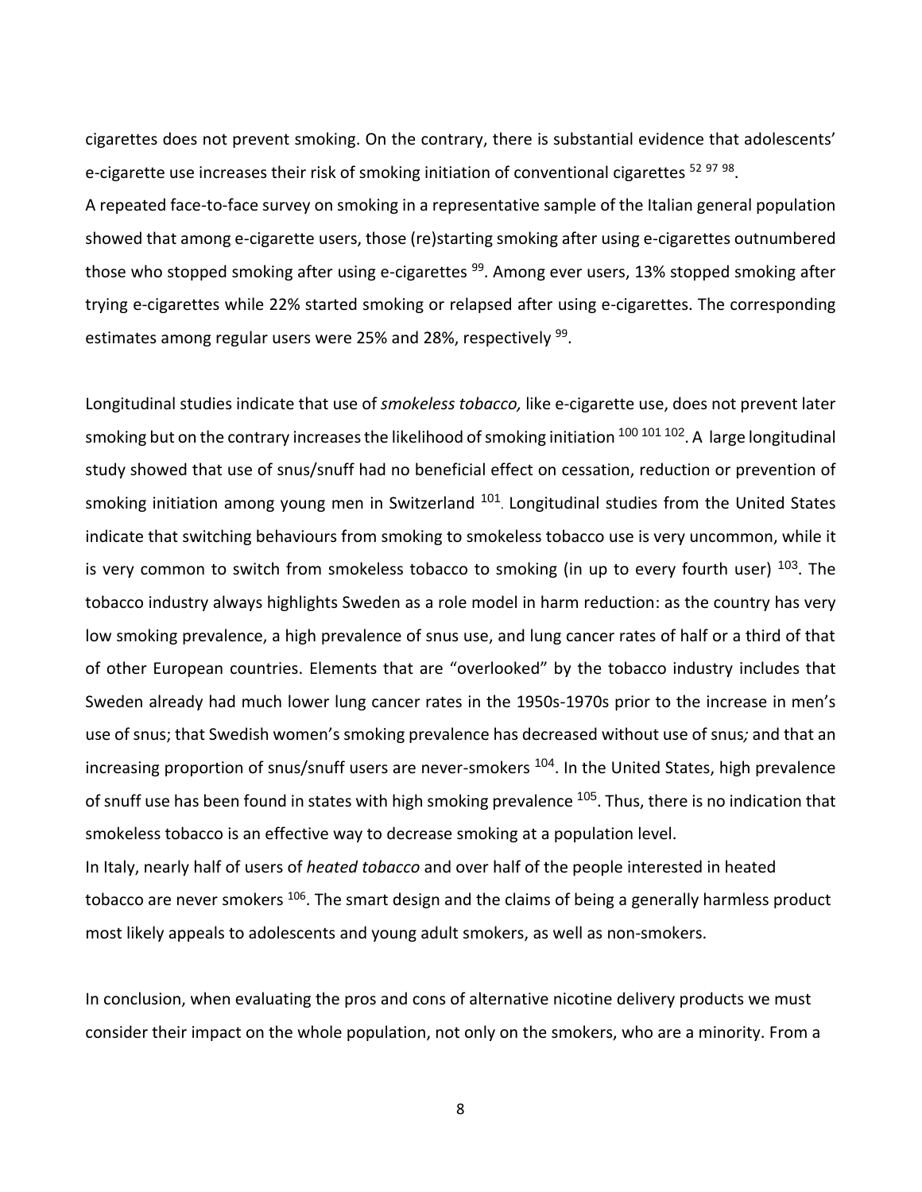cigarettes does not prevent smoking. On the contrary, there is substantial evidence that adolescents' e-cigarette use increases their risk of smoking initiation of conventional cigarettes [52 97 98].

A repeated face-to-face survey on smoking in a representative sample of the Italian general population showed that among e-cigarette users, those (re)starting smoking after using e-cigarettes outnumbered those who stopped smoking after using e-cigarettes [99]. Among ever users, 13% stopped smoking after trying e-cigarettes while 22% started smoking or relapsed after using e-cigarettes. The corresponding estimates among regular users were 25% and 28%, respectively [99].

Longitudinal studies indicate that use of *smokeless tobacco,* like e-cigarette use, does not prevent later smoking but on the contrary increases the likelihood of smoking initiation [100 101 102]. A large longitudinal study showed that use of snus/snuff had no beneficial effect on cessation, reduction or prevention of smoking initiation among young men in Switzerland [101]. Longitudinal studies from the United States indicate that switching behaviours from smoking to smokeless tobacco use is very uncommon, while it is very common to switch from smokeless tobacco to smoking (in up to every fourth user) [103]. The tobacco industry always highlights Sweden as a role model in harm reduction: as the country has very low smoking prevalence, a high prevalence of snus use, and lung cancer rates of half or a third of that of other European countries. Elements that are "overlooked" by the tobacco industry includes that Sweden already had much lower lung cancer rates in the 1950s-1970s prior to the increase in men's use of snus; that Swedish women's smoking prevalence has decreased without use of snus*;* and that an increasing proportion of snus/snuff users are never-smokers [104]. In the United States, high prevalence of snuff use has been found in states with high smoking prevalence [105]. Thus, there is no indication that smokeless tobacco is an effective way to decrease smoking at a population level.

In Italy, nearly half of users of *heated tobacco* and over half of the people interested in heated tobacco are never smokers [106]. The smart design and the claims of being a generally harmless product most likely appeals to adolescents and young adult smokers, as well as non-smokers.

In conclusion, when evaluating the pros and cons of alternative nicotine delivery products we must consider their impact on the whole population, not only on the smokers, who are a minority. From a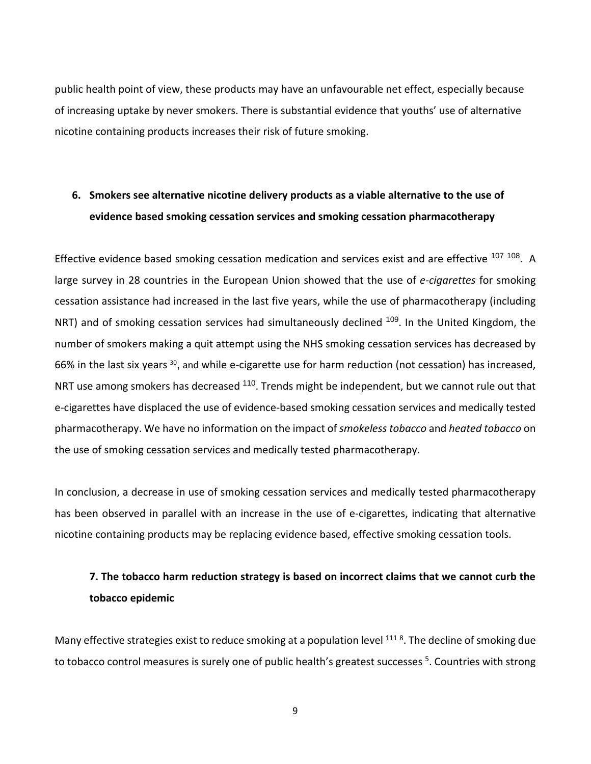public health point of view, these products may have an unfavourable net effect, especially because of increasing uptake by never smokers. There is substantial evidence that youths' use of alternative nicotine containing products increases their risk of future smoking.

## 6. Smokers see alternative nicotine delivery products as a viable alternative to the use of evidence based smoking cessation services and smoking cessation pharmacotherapy

Effective evidence based smoking cessation medication and services exist and are effective [107 108]. A large survey in 28 countries in the European Union showed that the use of *e-cigarettes* for smoking cessation assistance had increased in the last five years, while the use of pharmacotherapy (including NRT) and of smoking cessation services had simultaneously declined [109]. In the United Kingdom, the number of smokers making a quit attempt using the NHS smoking cessation services has decreased by 66% in the last six years [30], and while e-cigarette use for harm reduction (not cessation) has increased, NRT use among smokers has decreased [110]. Trends might be independent, but we cannot rule out that e-cigarettes have displaced the use of evidence-based smoking cessation services and medically tested pharmacotherapy. We have no information on the impact of *smokeless tobacco* and *heated tobacco* on the use of smoking cessation services and medically tested pharmacotherapy.

In conclusion, a decrease in use of smoking cessation services and medically tested pharmacotherapy has been observed in parallel with an increase in the use of e-cigarettes, indicating that alternative nicotine containing products may be replacing evidence based, effective smoking cessation tools.

## 7. The tobacco harm reduction strategy is based on incorrect claims that we cannot curb the tobacco epidemic

Many effective strategies exist to reduce smoking at a population level [111 8]. The decline of smoking due to tobacco control measures is surely one of public health's greatest successes [5]. Countries with strong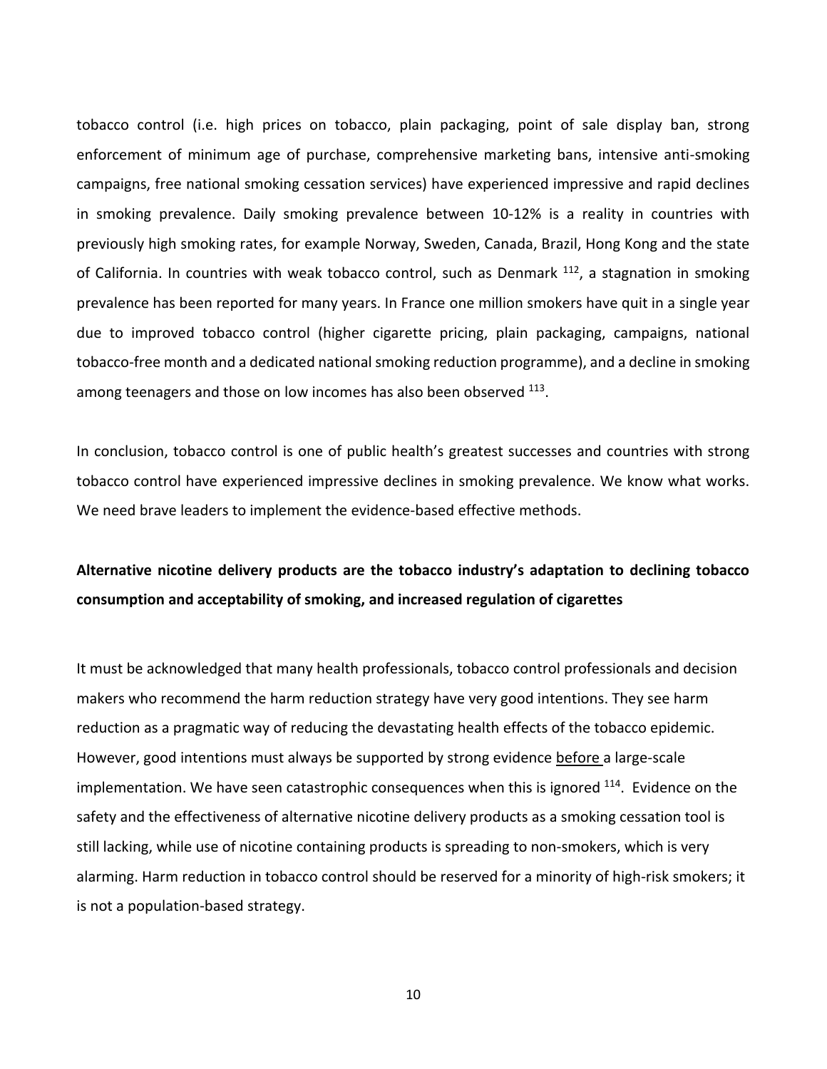tobacco control (i.e. high prices on tobacco, plain packaging, point of sale display ban, strong enforcement of minimum age of purchase, comprehensive marketing bans, intensive anti-smoking campaigns, free national smoking cessation services) have experienced impressive and rapid declines in smoking prevalence. Daily smoking prevalence between 10-12% is a reality in countries with previously high smoking rates, for example Norway, Sweden, Canada, Brazil, Hong Kong and the state of California. In countries with weak tobacco control, such as Denmark [112], a stagnation in smoking prevalence has been reported for many years. In France one million smokers have quit in a single year due to improved tobacco control (higher cigarette pricing, plain packaging, campaigns, national tobacco-free month and a dedicated national smoking reduction programme), and a decline in smoking among teenagers and those on low incomes has also been observed [113].

In conclusion, tobacco control is one of public health's greatest successes and countries with strong tobacco control have experienced impressive declines in smoking prevalence. We know what works. We need brave leaders to implement the evidence-based effective methods.

**Alternative nicotine delivery products are the tobacco industry's adaptation to declining tobacco consumption and acceptability of smoking, and increased regulation of cigarettes**

It must be acknowledged that many health professionals, tobacco control professionals and decision makers who recommend the harm reduction strategy have very good intentions. They see harm reduction as a pragmatic way of reducing the devastating health effects of the tobacco epidemic. However, good intentions must always be supported by strong evidence <u>before</u> a large-scale implementation. We have seen catastrophic consequences when this is ignored [114]. Evidence on the safety and the effectiveness of alternative nicotine delivery products as a smoking cessation tool is still lacking, while use of nicotine containing products is spreading to non-smokers, which is very alarming. Harm reduction in tobacco control should be reserved for a minority of high-risk smokers; it is not a population-based strategy.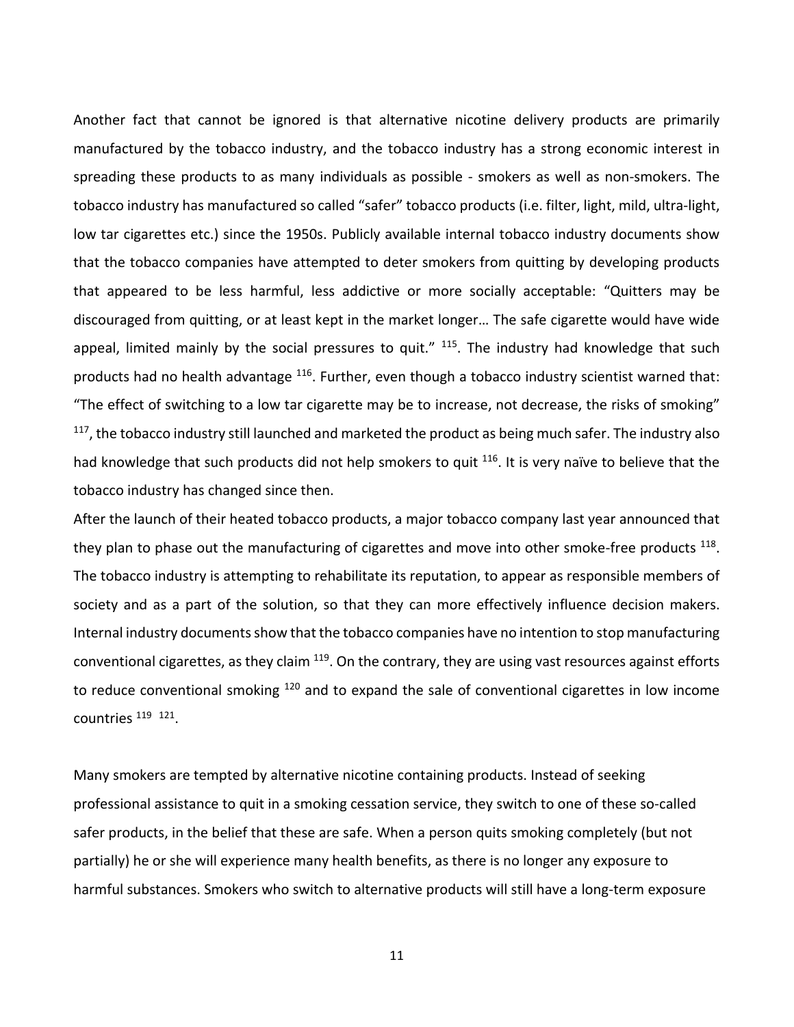Another fact that cannot be ignored is that alternative nicotine delivery products are primarily manufactured by the tobacco industry, and the tobacco industry has a strong economic interest in spreading these products to as many individuals as possible - smokers as well as non-smokers. The tobacco industry has manufactured so called "safer" tobacco products (i.e. filter, light, mild, ultra-light, low tar cigarettes etc.) since the 1950s. Publicly available internal tobacco industry documents show that the tobacco companies have attempted to deter smokers from quitting by developing products that appeared to be less harmful, less addictive or more socially acceptable: "Quitters may be discouraged from quitting, or at least kept in the market longer… The safe cigarette would have wide appeal, limited mainly by the social pressures to quit." [115]. The industry had knowledge that such products had no health advantage [116]. Further, even though a tobacco industry scientist warned that: "The effect of switching to a low tar cigarette may be to increase, not decrease, the risks of smoking" [117], the tobacco industry still launched and marketed the product as being much safer. The industry also had knowledge that such products did not help smokers to quit [116]. It is very naïve to believe that the tobacco industry has changed since then.

After the launch of their heated tobacco products, a major tobacco company last year announced that they plan to phase out the manufacturing of cigarettes and move into other smoke-free products [118]. The tobacco industry is attempting to rehabilitate its reputation, to appear as responsible members of society and as a part of the solution, so that they can more effectively influence decision makers. Internal industry documents show that the tobacco companies have no intention to stop manufacturing conventional cigarettes, as they claim [119]. On the contrary, they are using vast resources against efforts to reduce conventional smoking [120] and to expand the sale of conventional cigarettes in low income countries [119] [121].

Many smokers are tempted by alternative nicotine containing products. Instead of seeking professional assistance to quit in a smoking cessation service, they switch to one of these so-called safer products, in the belief that these are safe. When a person quits smoking completely (but not partially) he or she will experience many health benefits, as there is no longer any exposure to harmful substances. Smokers who switch to alternative products will still have a long-term exposure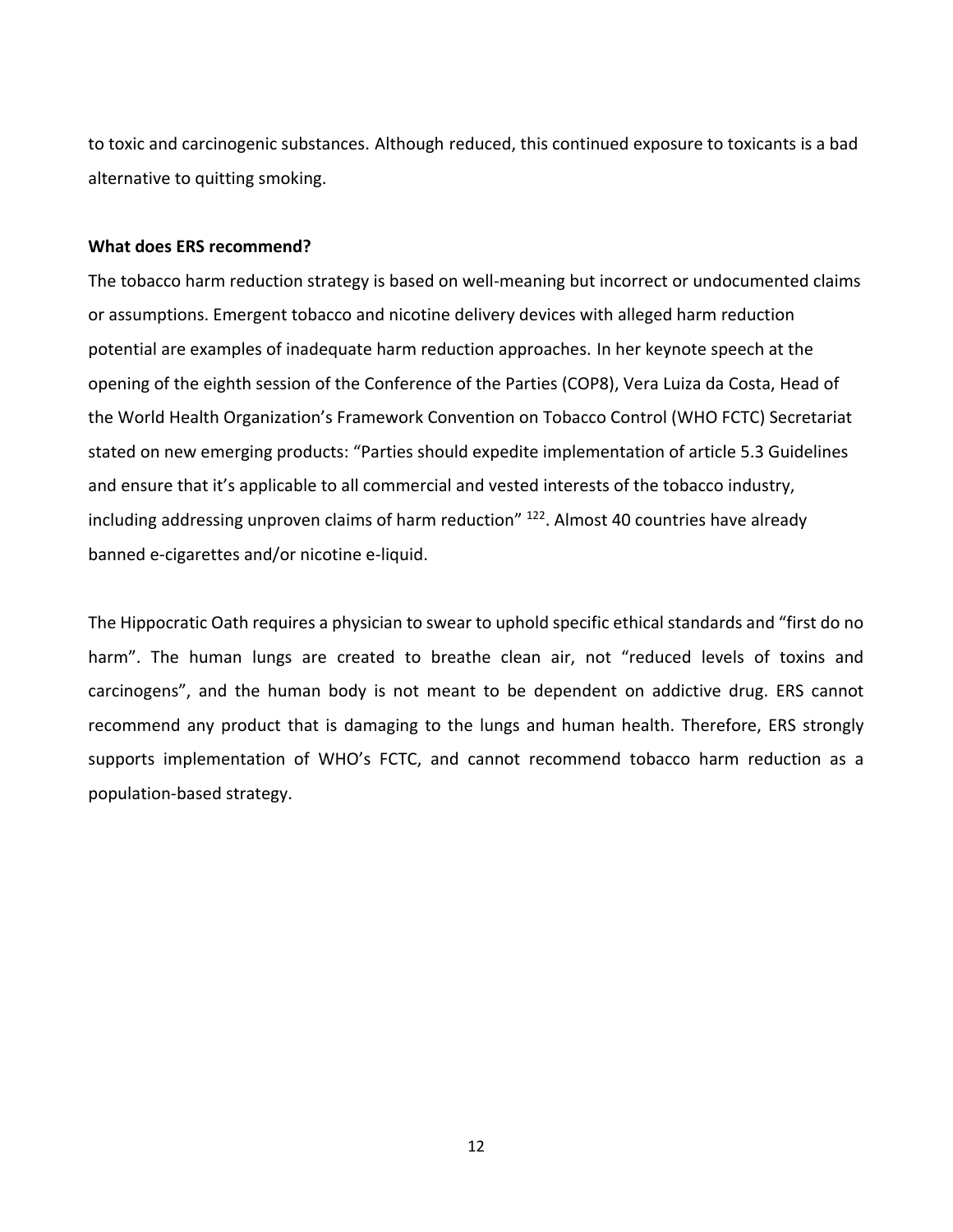to toxic and carcinogenic substances. Although reduced, this continued exposure to toxicants is a bad alternative to quitting smoking.

**What does ERS recommend?**

The tobacco harm reduction strategy is based on well-meaning but incorrect or undocumented claims or assumptions. Emergent tobacco and nicotine delivery devices with alleged harm reduction potential are examples of inadequate harm reduction approaches. In her keynote speech at the opening of the eighth session of the Conference of the Parties (COP8), Vera Luiza da Costa, Head of the World Health Organization's Framework Convention on Tobacco Control (WHO FCTC) Secretariat stated on new emerging products: "Parties should expedite implementation of article 5.3 Guidelines and ensure that it's applicable to all commercial and vested interests of the tobacco industry, including addressing unproven claims of harm reduction" [122]. Almost 40 countries have already banned e-cigarettes and/or nicotine e-liquid.

The Hippocratic Oath requires a physician to swear to uphold specific ethical standards and "first do no harm". The human lungs are created to breathe clean air, not "reduced levels of toxins and carcinogens", and the human body is not meant to be dependent on addictive drug. ERS cannot recommend any product that is damaging to the lungs and human health. Therefore, ERS strongly supports implementation of WHO's FCTC, and cannot recommend tobacco harm reduction as a population-based strategy.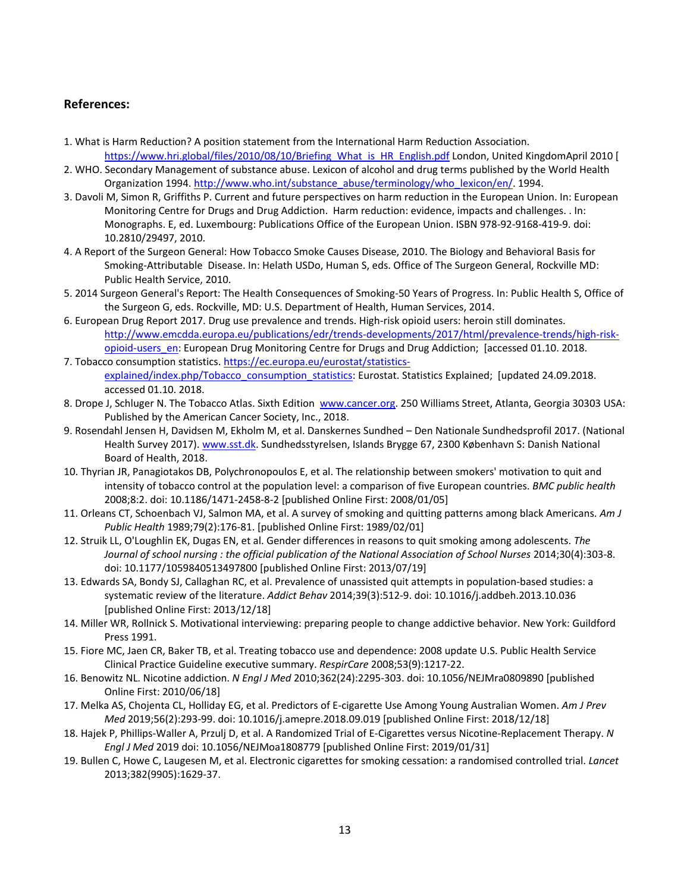**References:**

1. What is Harm Reduction? A position statement from the International Harm Reduction Association. https://www.hri.global/files/2010/08/10/Briefing_What_is_HR_English.pdf London, United KingdomApril 2010 [
2. WHO. Secondary Management of substance abuse. Lexicon of alcohol and drug terms published by the World Health Organization 1994. http://www.who.int/substance_abuse/terminology/who_lexicon/en/. 1994.
3. Davoli M, Simon R, Griffiths P. Current and future perspectives on harm reduction in the European Union. In: European Monitoring Centre for Drugs and Drug Addiction. Harm reduction: evidence, impacts and challenges. . In: Monographs. E, ed. Luxembourg: Publications Office of the European Union. ISBN 978-92-9168-419-9. doi: 10.2810/29497, 2010.
4. A Report of the Surgeon General: How Tobacco Smoke Causes Disease, 2010. The Biology and Behavioral Basis for Smoking-Attributable Disease. In: Helath USDo, Human S, eds. Office of The Surgeon General, Rockville MD: Public Health Service, 2010.
5. 2014 Surgeon General's Report: The Health Consequences of Smoking-50 Years of Progress. In: Public Health S, Office of the Surgeon G, eds. Rockville, MD: U.S. Department of Health, Human Services, 2014.
6. European Drug Report 2017. Drug use prevalence and trends. High-risk opioid users: heroin still dominates. http://www.emcdda.europa.eu/publications/edr/trends-developments/2017/html/prevalence-trends/high-risk-opioid-users_en: European Drug Monitoring Centre for Drugs and Drug Addiction; [accessed 01.10. 2018.
7. Tobacco consumption statistics. https://ec.europa.eu/eurostat/statistics-explained/index.php/Tobacco_consumption_statistics: Eurostat. Statistics Explained; [updated 24.09.2018. accessed 01.10. 2018.
8. Drope J, Schluger N. The Tobacco Atlas. Sixth Edition www.cancer.org. 250 Williams Street, Atlanta, Georgia 30303 USA: Published by the American Cancer Society, Inc., 2018.
9. Rosendahl Jensen H, Davidsen M, Ekholm M, et al. Danskernes Sundhed – Den Nationale Sundhedsprofil 2017. (National Health Survey 2017). www.sst.dk. Sundhedsstyrelsen, Islands Brygge 67, 2300 København S: Danish National Board of Health, 2018.
10. Thyrian JR, Panagiotakos DB, Polychronopoulos E, et al. The relationship between smokers' motivation to quit and intensity of tobacco control at the population level: a comparison of five European countries. *BMC public health* 2008;8:2. doi: 10.1186/1471-2458-8-2 [published Online First: 2008/01/05]
11. Orleans CT, Schoenbach VJ, Salmon MA, et al. A survey of smoking and quitting patterns among black Americans. *Am J Public Health* 1989;79(2):176-81. [published Online First: 1989/02/01]
12. Struik LL, O'Loughlin EK, Dugas EN, et al. Gender differences in reasons to quit smoking among adolescents. *The Journal of school nursing : the official publication of the National Association of School Nurses* 2014;30(4):303-8. doi: 10.1177/1059840513497800 [published Online First: 2013/07/19]
13. Edwards SA, Bondy SJ, Callaghan RC, et al. Prevalence of unassisted quit attempts in population-based studies: a systematic review of the literature. *Addict Behav* 2014;39(3):512-9. doi: 10.1016/j.addbeh.2013.10.036 [published Online First: 2013/12/18]
14. Miller WR, Rollnick S. Motivational interviewing: preparing people to change addictive behavior. New York: Guildford Press 1991.
15. Fiore MC, Jaen CR, Baker TB, et al. Treating tobacco use and dependence: 2008 update U.S. Public Health Service Clinical Practice Guideline executive summary. *RespirCare* 2008;53(9):1217-22.
16. Benowitz NL. Nicotine addiction. *N Engl J Med* 2010;362(24):2295-303. doi: 10.1056/NEJMra0809890 [published Online First: 2010/06/18]
17. Melka AS, Chojenta CL, Holliday EG, et al. Predictors of E-cigarette Use Among Young Australian Women. *Am J Prev Med* 2019;56(2):293-99. doi: 10.1016/j.amepre.2018.09.019 [published Online First: 2018/12/18]
18. Hajek P, Phillips-Waller A, Przulj D, et al. A Randomized Trial of E-Cigarettes versus Nicotine-Replacement Therapy. *N Engl J Med* 2019 doi: 10.1056/NEJMoa1808779 [published Online First: 2019/01/31]
19. Bullen C, Howe C, Laugesen M, et al. Electronic cigarettes for smoking cessation: a randomised controlled trial. *Lancet* 2013;382(9905):1629-37.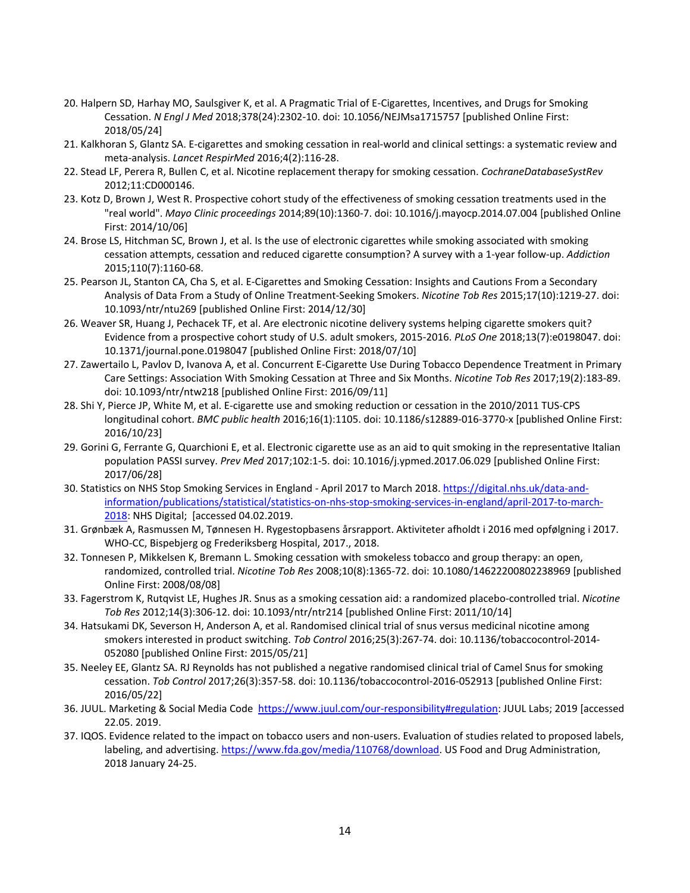20. Halpern SD, Harhay MO, Saulsgiver K, et al. A Pragmatic Trial of E-Cigarettes, Incentives, and Drugs for Smoking Cessation. *N Engl J Med* 2018;378(24):2302-10. doi: 10.1056/NEJMsa1715757 [published Online First: 2018/05/24]
21. Kalkhoran S, Glantz SA. E-cigarettes and smoking cessation in real-world and clinical settings: a systematic review and meta-analysis. *Lancet RespirMed* 2016;4(2):116-28.
22. Stead LF, Perera R, Bullen C, et al. Nicotine replacement therapy for smoking cessation. *CochraneDatabaseSystRev* 2012;11:CD000146.
23. Kotz D, Brown J, West R. Prospective cohort study of the effectiveness of smoking cessation treatments used in the "real world". *Mayo Clinic proceedings* 2014;89(10):1360-7. doi: 10.1016/j.mayocp.2014.07.004 [published Online First: 2014/10/06]
24. Brose LS, Hitchman SC, Brown J, et al. Is the use of electronic cigarettes while smoking associated with smoking cessation attempts, cessation and reduced cigarette consumption? A survey with a 1-year follow-up. *Addiction* 2015;110(7):1160-68.
25. Pearson JL, Stanton CA, Cha S, et al. E-Cigarettes and Smoking Cessation: Insights and Cautions From a Secondary Analysis of Data From a Study of Online Treatment-Seeking Smokers. *Nicotine Tob Res* 2015;17(10):1219-27. doi: 10.1093/ntr/ntu269 [published Online First: 2014/12/30]
26. Weaver SR, Huang J, Pechacek TF, et al. Are electronic nicotine delivery systems helping cigarette smokers quit? Evidence from a prospective cohort study of U.S. adult smokers, 2015-2016. *PLoS One* 2018;13(7):e0198047. doi: 10.1371/journal.pone.0198047 [published Online First: 2018/07/10]
27. Zawertailo L, Pavlov D, Ivanova A, et al. Concurrent E-Cigarette Use During Tobacco Dependence Treatment in Primary Care Settings: Association With Smoking Cessation at Three and Six Months. *Nicotine Tob Res* 2017;19(2):183-89. doi: 10.1093/ntr/ntw218 [published Online First: 2016/09/11]
28. Shi Y, Pierce JP, White M, et al. E-cigarette use and smoking reduction or cessation in the 2010/2011 TUS-CPS longitudinal cohort. *BMC public health* 2016;16(1):1105. doi: 10.1186/s12889-016-3770-x [published Online First: 2016/10/23]
29. Gorini G, Ferrante G, Quarchioni E, et al. Electronic cigarette use as an aid to quit smoking in the representative Italian population PASSI survey. *Prev Med* 2017;102:1-5. doi: 10.1016/j.ypmed.2017.06.029 [published Online First: 2017/06/28]
30. Statistics on NHS Stop Smoking Services in England - April 2017 to March 2018. https://digital.nhs.uk/data-and-information/publications/statistical/statistics-on-nhs-stop-smoking-services-in-england/april-2017-to-march-2018: NHS Digital; [accessed 04.02.2019.
31. Grønbæk A, Rasmussen M, Tønnesen H. Rygestopbasens årsrapport. Aktiviteter afholdt i 2016 med opfølgning i 2017. WHO-CC, Bispebjerg og Frederiksberg Hospital, 2017., 2018.
32. Tonnesen P, Mikkelsen K, Bremann L. Smoking cessation with smokeless tobacco and group therapy: an open, randomized, controlled trial. *Nicotine Tob Res* 2008;10(8):1365-72. doi: 10.1080/14622200802238969 [published Online First: 2008/08/08]
33. Fagerstrom K, Rutqvist LE, Hughes JR. Snus as a smoking cessation aid: a randomized placebo-controlled trial. *Nicotine Tob Res* 2012;14(3):306-12. doi: 10.1093/ntr/ntr214 [published Online First: 2011/10/14]
34. Hatsukami DK, Severson H, Anderson A, et al. Randomised clinical trial of snus versus medicinal nicotine among smokers interested in product switching. *Tob Control* 2016;25(3):267-74. doi: 10.1136/tobaccocontrol-2014-052080 [published Online First: 2015/05/21]
35. Neeley EE, Glantz SA. RJ Reynolds has not published a negative randomised clinical trial of Camel Snus for smoking cessation. *Tob Control* 2017;26(3):357-58. doi: 10.1136/tobaccocontrol-2016-052913 [published Online First: 2016/05/22]
36. JUUL. Marketing & Social Media Code https://www.juul.com/our-responsibility#regulation: JUUL Labs; 2019 [accessed 22.05. 2019.
37. IQOS. Evidence related to the impact on tobacco users and non-users. Evaluation of studies related to proposed labels, labeling, and advertising. https://www.fda.gov/media/110768/download. US Food and Drug Administration, 2018 January 24-25.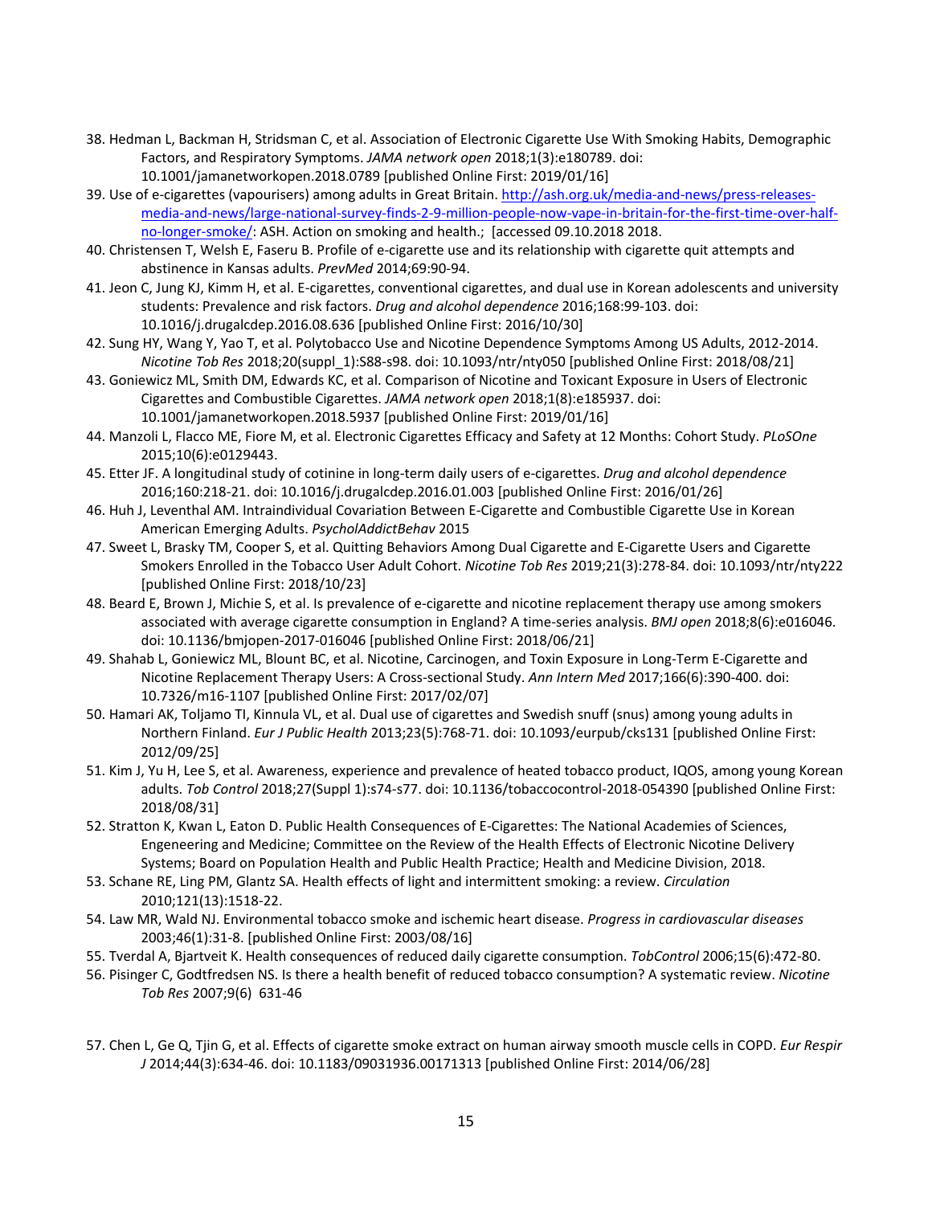38. Hedman L, Backman H, Stridsman C, et al. Association of Electronic Cigarette Use With Smoking Habits, Demographic Factors, and Respiratory Symptoms. *JAMA network open* 2018;1(3):e180789. doi: 10.1001/jamanetworkopen.2018.0789 [published Online First: 2019/01/16]
39. Use of e-cigarettes (vapourisers) among adults in Great Britain. [http://ash.org.uk/media-and-news/press-releases-media-and-news/large-national-survey-finds-2-9-million-people-now-vape-in-britain-for-the-first-time-over-half-no-longer-smoke/](http://ash.org.uk/media-and-news/press-releases-media-and-news/large-national-survey-finds-2-9-million-people-now-vape-in-britain-for-the-first-time-over-half-no-longer-smoke/): ASH. Action on smoking and health.; [accessed 09.10.2018 2018.
40. Christensen T, Welsh E, Faseru B. Profile of e-cigarette use and its relationship with cigarette quit attempts and abstinence in Kansas adults. *PrevMed* 2014;69:90-94.
41. Jeon C, Jung KJ, Kimm H, et al. E-cigarettes, conventional cigarettes, and dual use in Korean adolescents and university students: Prevalence and risk factors. *Drug and alcohol dependence* 2016;168:99-103. doi: 10.1016/j.drugalcdep.2016.08.636 [published Online First: 2016/10/30]
42. Sung HY, Wang Y, Yao T, et al. Polytobacco Use and Nicotine Dependence Symptoms Among US Adults, 2012-2014. *Nicotine Tob Res* 2018;20(suppl_1):S88-s98. doi: 10.1093/ntr/nty050 [published Online First: 2018/08/21]
43. Goniewicz ML, Smith DM, Edwards KC, et al. Comparison of Nicotine and Toxicant Exposure in Users of Electronic Cigarettes and Combustible Cigarettes. *JAMA network open* 2018;1(8):e185937. doi: 10.1001/jamanetworkopen.2018.5937 [published Online First: 2019/01/16]
44. Manzoli L, Flacco ME, Fiore M, et al. Electronic Cigarettes Efficacy and Safety at 12 Months: Cohort Study. *PLoSOne* 2015;10(6):e0129443.
45. Etter JF. A longitudinal study of cotinine in long-term daily users of e-cigarettes. *Drug and alcohol dependence* 2016;160:218-21. doi: 10.1016/j.drugalcdep.2016.01.003 [published Online First: 2016/01/26]
46. Huh J, Leventhal AM. Intraindividual Covariation Between E-Cigarette and Combustible Cigarette Use in Korean American Emerging Adults. *PsycholAddictBehav* 2015
47. Sweet L, Brasky TM, Cooper S, et al. Quitting Behaviors Among Dual Cigarette and E-Cigarette Users and Cigarette Smokers Enrolled in the Tobacco User Adult Cohort. *Nicotine Tob Res* 2019;21(3):278-84. doi: 10.1093/ntr/nty222 [published Online First: 2018/10/23]
48. Beard E, Brown J, Michie S, et al. Is prevalence of e-cigarette and nicotine replacement therapy use among smokers associated with average cigarette consumption in England? A time-series analysis. *BMJ open* 2018;8(6):e016046. doi: 10.1136/bmjopen-2017-016046 [published Online First: 2018/06/21]
49. Shahab L, Goniewicz ML, Blount BC, et al. Nicotine, Carcinogen, and Toxin Exposure in Long-Term E-Cigarette and Nicotine Replacement Therapy Users: A Cross-sectional Study. *Ann Intern Med* 2017;166(6):390-400. doi: 10.7326/m16-1107 [published Online First: 2017/02/07]
50. Hamari AK, Toljamo TI, Kinnula VL, et al. Dual use of cigarettes and Swedish snuff (snus) among young adults in Northern Finland. *Eur J Public Health* 2013;23(5):768-71. doi: 10.1093/eurpub/cks131 [published Online First: 2012/09/25]
51. Kim J, Yu H, Lee S, et al. Awareness, experience and prevalence of heated tobacco product, IQOS, among young Korean adults. *Tob Control* 2018;27(Suppl 1):s74-s77. doi: 10.1136/tobaccocontrol-2018-054390 [published Online First: 2018/08/31]
52. Stratton K, Kwan L, Eaton D. Public Health Consequences of E-Cigarettes: The National Academies of Sciences, Engeneering and Medicine; Committee on the Review of the Health Effects of Electronic Nicotine Delivery Systems; Board on Population Health and Public Health Practice; Health and Medicine Division, 2018.
53. Schane RE, Ling PM, Glantz SA. Health effects of light and intermittent smoking: a review. *Circulation* 2010;121(13):1518-22.
54. Law MR, Wald NJ. Environmental tobacco smoke and ischemic heart disease. *Progress in cardiovascular diseases* 2003;46(1):31-8. [published Online First: 2003/08/16]
55. Tverdal A, Bjartveit K. Health consequences of reduced daily cigarette consumption. *TobControl* 2006;15(6):472-80.
56. Pisinger C, Godtfredsen NS. Is there a health benefit of reduced tobacco consumption? A systematic review. *Nicotine Tob Res* 2007;9(6) 631-46
57. Chen L, Ge Q, Tjin G, et al. Effects of cigarette smoke extract on human airway smooth muscle cells in COPD. *Eur Respir J* 2014;44(3):634-46. doi: 10.1183/09031936.00171313 [published Online First: 2014/06/28]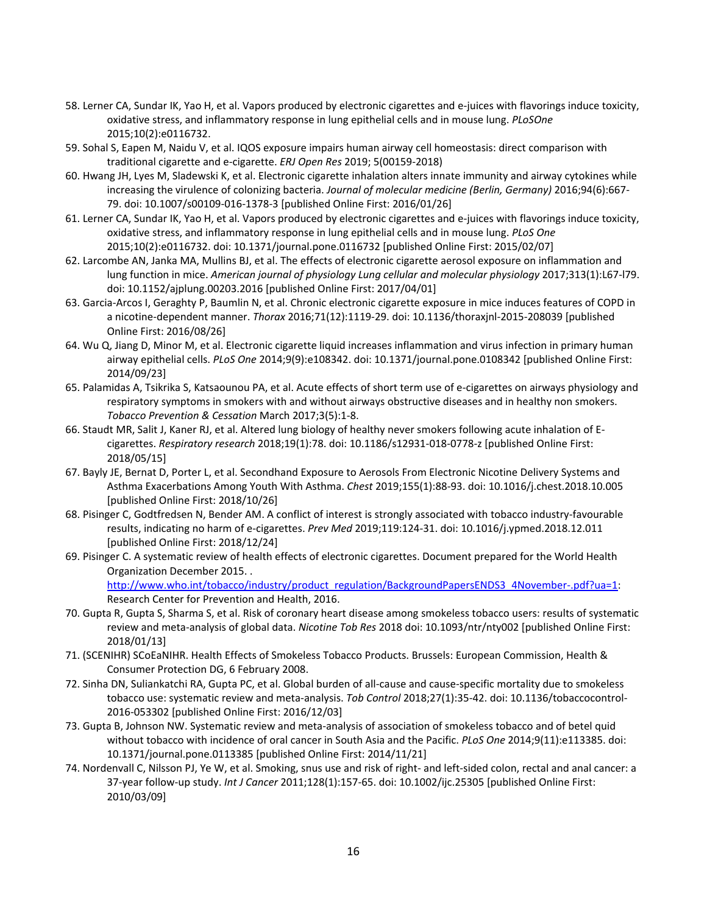58. Lerner CA, Sundar IK, Yao H, et al. Vapors produced by electronic cigarettes and e-juices with flavorings induce toxicity, oxidative stress, and inflammatory response in lung epithelial cells and in mouse lung. *PLoSOne* 2015;10(2):e0116732.
59. Sohal S, Eapen M, Naidu V, et al. IQOS exposure impairs human airway cell homeostasis: direct comparison with traditional cigarette and e-cigarette. *ERJ Open Res* 2019; 5(00159-2018)
60. Hwang JH, Lyes M, Sladewski K, et al. Electronic cigarette inhalation alters innate immunity and airway cytokines while increasing the virulence of colonizing bacteria. *Journal of molecular medicine (Berlin, Germany)* 2016;94(6):667-79. doi: 10.1007/s00109-016-1378-3 [published Online First: 2016/01/26]
61. Lerner CA, Sundar IK, Yao H, et al. Vapors produced by electronic cigarettes and e-juices with flavorings induce toxicity, oxidative stress, and inflammatory response in lung epithelial cells and in mouse lung. *PLoS One* 2015;10(2):e0116732. doi: 10.1371/journal.pone.0116732 [published Online First: 2015/02/07]
62. Larcombe AN, Janka MA, Mullins BJ, et al. The effects of electronic cigarette aerosol exposure on inflammation and lung function in mice. *American journal of physiology Lung cellular and molecular physiology* 2017;313(1):L67-l79. doi: 10.1152/ajplung.00203.2016 [published Online First: 2017/04/01]
63. Garcia-Arcos I, Geraghty P, Baumlin N, et al. Chronic electronic cigarette exposure in mice induces features of COPD in a nicotine-dependent manner. *Thorax* 2016;71(12):1119-29. doi: 10.1136/thoraxjnl-2015-208039 [published Online First: 2016/08/26]
64. Wu Q, Jiang D, Minor M, et al. Electronic cigarette liquid increases inflammation and virus infection in primary human airway epithelial cells. *PLoS One* 2014;9(9):e108342. doi: 10.1371/journal.pone.0108342 [published Online First: 2014/09/23]
65. Palamidas A, Tsikrika S, Katsaounou PA, et al. Acute effects of short term use of e-cigarettes on airways physiology and respiratory symptoms in smokers with and without airways obstructive diseases and in healthy non smokers. *Tobacco Prevention & Cessation* March 2017;3(5):1-8.
66. Staudt MR, Salit J, Kaner RJ, et al. Altered lung biology of healthy never smokers following acute inhalation of E-cigarettes. *Respiratory research* 2018;19(1):78. doi: 10.1186/s12931-018-0778-z [published Online First: 2018/05/15]
67. Bayly JE, Bernat D, Porter L, et al. Secondhand Exposure to Aerosols From Electronic Nicotine Delivery Systems and Asthma Exacerbations Among Youth With Asthma. *Chest* 2019;155(1):88-93. doi: 10.1016/j.chest.2018.10.005 [published Online First: 2018/10/26]
68. Pisinger C, Godtfredsen N, Bender AM. A conflict of interest is strongly associated with tobacco industry-favourable results, indicating no harm of e-cigarettes. *Prev Med* 2019;119:124-31. doi: 10.1016/j.ypmed.2018.12.011 [published Online First: 2018/12/24]
69. Pisinger C. A systematic review of health effects of electronic cigarettes. Document prepared for the World Health Organization December 2015. . http://www.who.int/tobacco/industry/product_regulation/BackgroundPapersENDS3_4November-.pdf?ua=1: Research Center for Prevention and Health, 2016.
70. Gupta R, Gupta S, Sharma S, et al. Risk of coronary heart disease among smokeless tobacco users: results of systematic review and meta-analysis of global data. *Nicotine Tob Res* 2018 doi: 10.1093/ntr/nty002 [published Online First: 2018/01/13]
71. (SCENIHR) SCoEaNIHR. Health Effects of Smokeless Tobacco Products. Brussels: European Commission, Health & Consumer Protection DG, 6 February 2008.
72. Sinha DN, Suliankatchi RA, Gupta PC, et al. Global burden of all-cause and cause-specific mortality due to smokeless tobacco use: systematic review and meta-analysis. *Tob Control* 2018;27(1):35-42. doi: 10.1136/tobaccocontrol-2016-053302 [published Online First: 2016/12/03]
73. Gupta B, Johnson NW. Systematic review and meta-analysis of association of smokeless tobacco and of betel quid without tobacco with incidence of oral cancer in South Asia and the Pacific. *PLoS One* 2014;9(11):e113385. doi: 10.1371/journal.pone.0113385 [published Online First: 2014/11/21]
74. Nordenvall C, Nilsson PJ, Ye W, et al. Smoking, snus use and risk of right- and left-sided colon, rectal and anal cancer: a 37-year follow-up study. *Int J Cancer* 2011;128(1):157-65. doi: 10.1002/ijc.25305 [published Online First: 2010/03/09]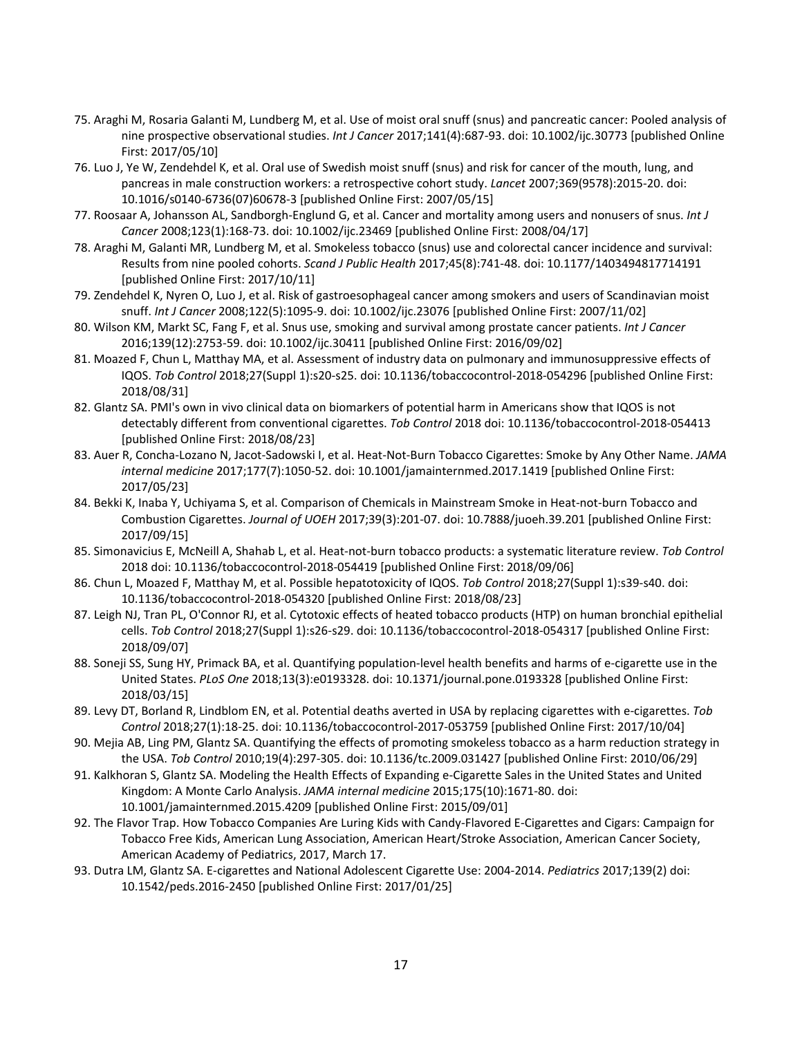75. Araghi M, Rosaria Galanti M, Lundberg M, et al. Use of moist oral snuff (snus) and pancreatic cancer: Pooled analysis of nine prospective observational studies. *Int J Cancer* 2017;141(4):687-93. doi: 10.1002/ijc.30773 [published Online First: 2017/05/10]
76. Luo J, Ye W, Zendehdel K, et al. Oral use of Swedish moist snuff (snus) and risk for cancer of the mouth, lung, and pancreas in male construction workers: a retrospective cohort study. *Lancet* 2007;369(9578):2015-20. doi: 10.1016/s0140-6736(07)60678-3 [published Online First: 2007/05/15]
77. Roosaar A, Johansson AL, Sandborgh-Englund G, et al. Cancer and mortality among users and nonusers of snus. *Int J Cancer* 2008;123(1):168-73. doi: 10.1002/ijc.23469 [published Online First: 2008/04/17]
78. Araghi M, Galanti MR, Lundberg M, et al. Smokeless tobacco (snus) use and colorectal cancer incidence and survival: Results from nine pooled cohorts. *Scand J Public Health* 2017;45(8):741-48. doi: 10.1177/1403494817714191 [published Online First: 2017/10/11]
79. Zendehdel K, Nyren O, Luo J, et al. Risk of gastroesophageal cancer among smokers and users of Scandinavian moist snuff. *Int J Cancer* 2008;122(5):1095-9. doi: 10.1002/ijc.23076 [published Online First: 2007/11/02]
80. Wilson KM, Markt SC, Fang F, et al. Snus use, smoking and survival among prostate cancer patients. *Int J Cancer* 2016;139(12):2753-59. doi: 10.1002/ijc.30411 [published Online First: 2016/09/02]
81. Moazed F, Chun L, Matthay MA, et al. Assessment of industry data on pulmonary and immunosuppressive effects of IQOS. *Tob Control* 2018;27(Suppl 1):s20-s25. doi: 10.1136/tobaccocontrol-2018-054296 [published Online First: 2018/08/31]
82. Glantz SA. PMI's own in vivo clinical data on biomarkers of potential harm in Americans show that IQOS is not detectably different from conventional cigarettes. *Tob Control* 2018 doi: 10.1136/tobaccocontrol-2018-054413 [published Online First: 2018/08/23]
83. Auer R, Concha-Lozano N, Jacot-Sadowski I, et al. Heat-Not-Burn Tobacco Cigarettes: Smoke by Any Other Name. *JAMA internal medicine* 2017;177(7):1050-52. doi: 10.1001/jamainternmed.2017.1419 [published Online First: 2017/05/23]
84. Bekki K, Inaba Y, Uchiyama S, et al. Comparison of Chemicals in Mainstream Smoke in Heat-not-burn Tobacco and Combustion Cigarettes. *Journal of UOEH* 2017;39(3):201-07. doi: 10.7888/juoeh.39.201 [published Online First: 2017/09/15]
85. Simonavicius E, McNeill A, Shahab L, et al. Heat-not-burn tobacco products: a systematic literature review. *Tob Control* 2018 doi: 10.1136/tobaccocontrol-2018-054419 [published Online First: 2018/09/06]
86. Chun L, Moazed F, Matthay M, et al. Possible hepatotoxicity of IQOS. *Tob Control* 2018;27(Suppl 1):s39-s40. doi: 10.1136/tobaccocontrol-2018-054320 [published Online First: 2018/08/23]
87. Leigh NJ, Tran PL, O'Connor RJ, et al. Cytotoxic effects of heated tobacco products (HTP) on human bronchial epithelial cells. *Tob Control* 2018;27(Suppl 1):s26-s29. doi: 10.1136/tobaccocontrol-2018-054317 [published Online First: 2018/09/07]
88. Soneji SS, Sung HY, Primack BA, et al. Quantifying population-level health benefits and harms of e-cigarette use in the United States. *PLoS One* 2018;13(3):e0193328. doi: 10.1371/journal.pone.0193328 [published Online First: 2018/03/15]
89. Levy DT, Borland R, Lindblom EN, et al. Potential deaths averted in USA by replacing cigarettes with e-cigarettes. *Tob Control* 2018;27(1):18-25. doi: 10.1136/tobaccocontrol-2017-053759 [published Online First: 2017/10/04]
90. Mejia AB, Ling PM, Glantz SA. Quantifying the effects of promoting smokeless tobacco as a harm reduction strategy in the USA. *Tob Control* 2010;19(4):297-305. doi: 10.1136/tc.2009.031427 [published Online First: 2010/06/29]
91. Kalkhoran S, Glantz SA. Modeling the Health Effects of Expanding e-Cigarette Sales in the United States and United Kingdom: A Monte Carlo Analysis. *JAMA internal medicine* 2015;175(10):1671-80. doi: 10.1001/jamainternmed.2015.4209 [published Online First: 2015/09/01]
92. The Flavor Trap. How Tobacco Companies Are Luring Kids with Candy-Flavored E-Cigarettes and Cigars: Campaign for Tobacco Free Kids, American Lung Association, American Heart/Stroke Association, American Cancer Society, American Academy of Pediatrics, 2017, March 17.
93. Dutra LM, Glantz SA. E-cigarettes and National Adolescent Cigarette Use: 2004-2014. *Pediatrics* 2017;139(2) doi: 10.1542/peds.2016-2450 [published Online First: 2017/01/25]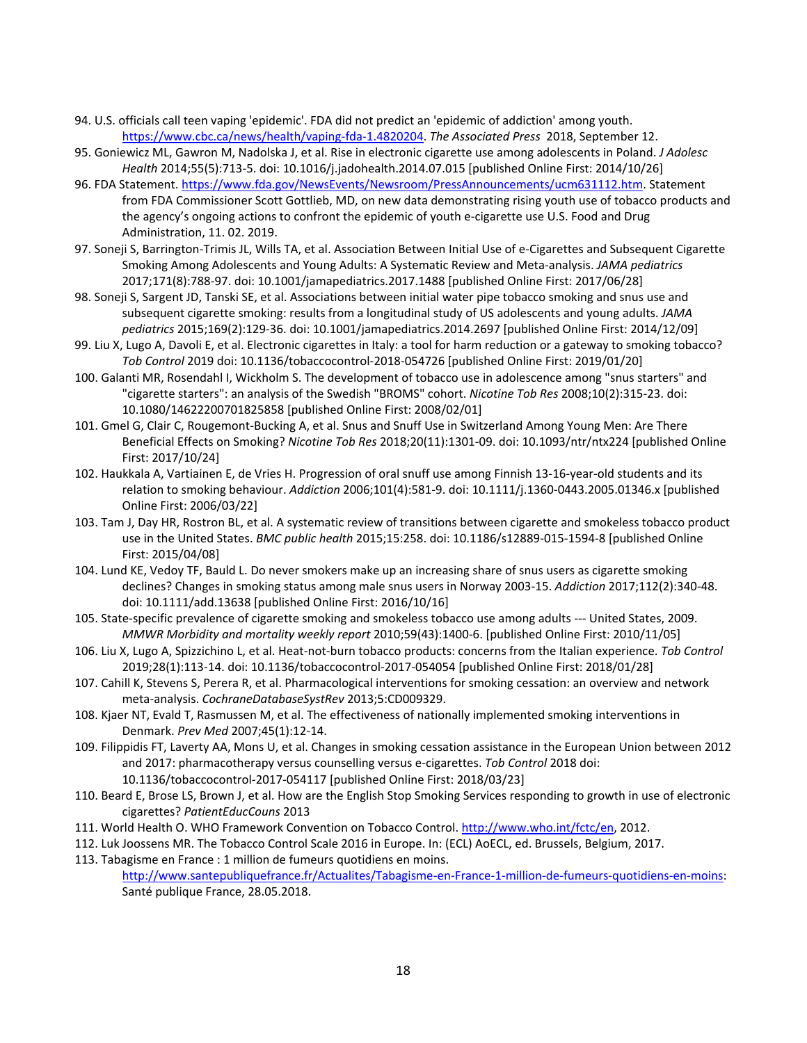94. U.S. officials call teen vaping 'epidemic'. FDA did not predict an 'epidemic of addiction' among youth. https://www.cbc.ca/news/health/vaping-fda-1.4820204. *The Associated Press* 2018, September 12.
95. Goniewicz ML, Gawron M, Nadolska J, et al. Rise in electronic cigarette use among adolescents in Poland. *J Adolesc Health* 2014;55(5):713-5. doi: 10.1016/j.jadohealth.2014.07.015 [published Online First: 2014/10/26]
96. FDA Statement. https://www.fda.gov/NewsEvents/Newsroom/PressAnnouncements/ucm631112.htm. Statement from FDA Commissioner Scott Gottlieb, MD, on new data demonstrating rising youth use of tobacco products and the agency's ongoing actions to confront the epidemic of youth e-cigarette use U.S. Food and Drug Administration, 11. 02. 2019.
97. Soneji S, Barrington-Trimis JL, Wills TA, et al. Association Between Initial Use of e-Cigarettes and Subsequent Cigarette Smoking Among Adolescents and Young Adults: A Systematic Review and Meta-analysis. *JAMA pediatrics* 2017;171(8):788-97. doi: 10.1001/jamapediatrics.2017.1488 [published Online First: 2017/06/28]
98. Soneji S, Sargent JD, Tanski SE, et al. Associations between initial water pipe tobacco smoking and snus use and subsequent cigarette smoking: results from a longitudinal study of US adolescents and young adults. *JAMA pediatrics* 2015;169(2):129-36. doi: 10.1001/jamapediatrics.2014.2697 [published Online First: 2014/12/09]
99. Liu X, Lugo A, Davoli E, et al. Electronic cigarettes in Italy: a tool for harm reduction or a gateway to smoking tobacco? *Tob Control* 2019 doi: 10.1136/tobaccocontrol-2018-054726 [published Online First: 2019/01/20]
100. Galanti MR, Rosendahl I, Wickholm S. The development of tobacco use in adolescence among "snus starters" and "cigarette starters": an analysis of the Swedish "BROMS" cohort. *Nicotine Tob Res* 2008;10(2):315-23. doi: 10.1080/14622200701825858 [published Online First: 2008/02/01]
101. Gmel G, Clair C, Rougemont-Bucking A, et al. Snus and Snuff Use in Switzerland Among Young Men: Are There Beneficial Effects on Smoking? *Nicotine Tob Res* 2018;20(11):1301-09. doi: 10.1093/ntr/ntx224 [published Online First: 2017/10/24]
102. Haukkala A, Vartiainen E, de Vries H. Progression of oral snuff use among Finnish 13-16-year-old students and its relation to smoking behaviour. *Addiction* 2006;101(4):581-9. doi: 10.1111/j.1360-0443.2005.01346.x [published Online First: 2006/03/22]
103. Tam J, Day HR, Rostron BL, et al. A systematic review of transitions between cigarette and smokeless tobacco product use in the United States. *BMC public health* 2015;15:258. doi: 10.1186/s12889-015-1594-8 [published Online First: 2015/04/08]
104. Lund KE, Vedoy TF, Bauld L. Do never smokers make up an increasing share of snus users as cigarette smoking declines? Changes in smoking status among male snus users in Norway 2003-15. *Addiction* 2017;112(2):340-48. doi: 10.1111/add.13638 [published Online First: 2016/10/16]
105. State-specific prevalence of cigarette smoking and smokeless tobacco use among adults --- United States, 2009. *MMWR Morbidity and mortality weekly report* 2010;59(43):1400-6. [published Online First: 2010/11/05]
106. Liu X, Lugo A, Spizzichino L, et al. Heat-not-burn tobacco products: concerns from the Italian experience. *Tob Control* 2019;28(1):113-14. doi: 10.1136/tobaccocontrol-2017-054054 [published Online First: 2018/01/28]
107. Cahill K, Stevens S, Perera R, et al. Pharmacological interventions for smoking cessation: an overview and network meta-analysis. *CochraneDatabaseSystRev* 2013;5:CD009329.
108. Kjaer NT, Evald T, Rasmussen M, et al. The effectiveness of nationally implemented smoking interventions in Denmark. *Prev Med* 2007;45(1):12-14.
109. Filippidis FT, Laverty AA, Mons U, et al. Changes in smoking cessation assistance in the European Union between 2012 and 2017: pharmacotherapy versus counselling versus e-cigarettes. *Tob Control* 2018 doi: 10.1136/tobaccocontrol-2017-054117 [published Online First: 2018/03/23]
110. Beard E, Brose LS, Brown J, et al. How are the English Stop Smoking Services responding to growth in use of electronic cigarettes? *PatientEducCouns* 2013
111. World Health O. WHO Framework Convention on Tobacco Control. http://www.who.int/fctc/en, 2012.
112. Luk Joossens MR. The Tobacco Control Scale 2016 in Europe. In: (ECL) AoECL, ed. Brussels, Belgium, 2017.
113. Tabagisme en France : 1 million de fumeurs quotidiens en moins. http://www.santepubliquefrance.fr/Actualites/Tabagisme-en-France-1-million-de-fumeurs-quotidiens-en-moins: Santé publique France, 28.05.2018.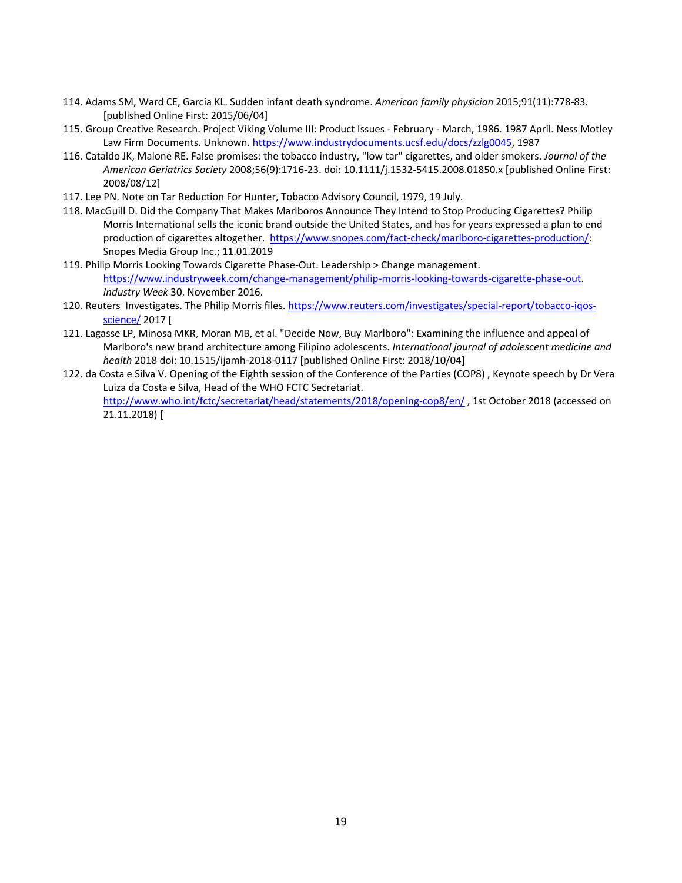114. Adams SM, Ward CE, Garcia KL. Sudden infant death syndrome. *American family physician* 2015;91(11):778-83. [published Online First: 2015/06/04]
115. Group Creative Research. Project Viking Volume III: Product Issues - February - March, 1986. 1987 April. Ness Motley Law Firm Documents. Unknown. https://www.industrydocuments.ucsf.edu/docs/zzlg0045, 1987
116. Cataldo JK, Malone RE. False promises: the tobacco industry, "low tar" cigarettes, and older smokers. *Journal of the American Geriatrics Society* 2008;56(9):1716-23. doi: 10.1111/j.1532-5415.2008.01850.x [published Online First: 2008/08/12]
117. Lee PN. Note on Tar Reduction For Hunter, Tobacco Advisory Council, 1979, 19 July.
118. MacGuill D. Did the Company That Makes Marlboros Announce They Intend to Stop Producing Cigarettes? Philip Morris International sells the iconic brand outside the United States, and has for years expressed a plan to end production of cigarettes altogether. https://www.snopes.com/fact-check/marlboro-cigarettes-production/: Snopes Media Group Inc.; 11.01.2019
119. Philip Morris Looking Towards Cigarette Phase-Out. Leadership > Change management. https://www.industryweek.com/change-management/philip-morris-looking-towards-cigarette-phase-out. *Industry Week* 30. November 2016.
120. Reuters Investigates. The Philip Morris files. https://www.reuters.com/investigates/special-report/tobacco-iqos-science/ 2017 [
121. Lagasse LP, Minosa MKR, Moran MB, et al. "Decide Now, Buy Marlboro": Examining the influence and appeal of Marlboro's new brand architecture among Filipino adolescents. *International journal of adolescent medicine and health* 2018 doi: 10.1515/ijamh-2018-0117 [published Online First: 2018/10/04]
122. da Costa e Silva V. Opening of the Eighth session of the Conference of the Parties (COP8) , Keynote speech by Dr Vera Luiza da Costa e Silva, Head of the WHO FCTC Secretariat. http://www.who.int/fctc/secretariat/head/statements/2018/opening-cop8/en/ , 1st October 2018 (accessed on 21.11.2018) [